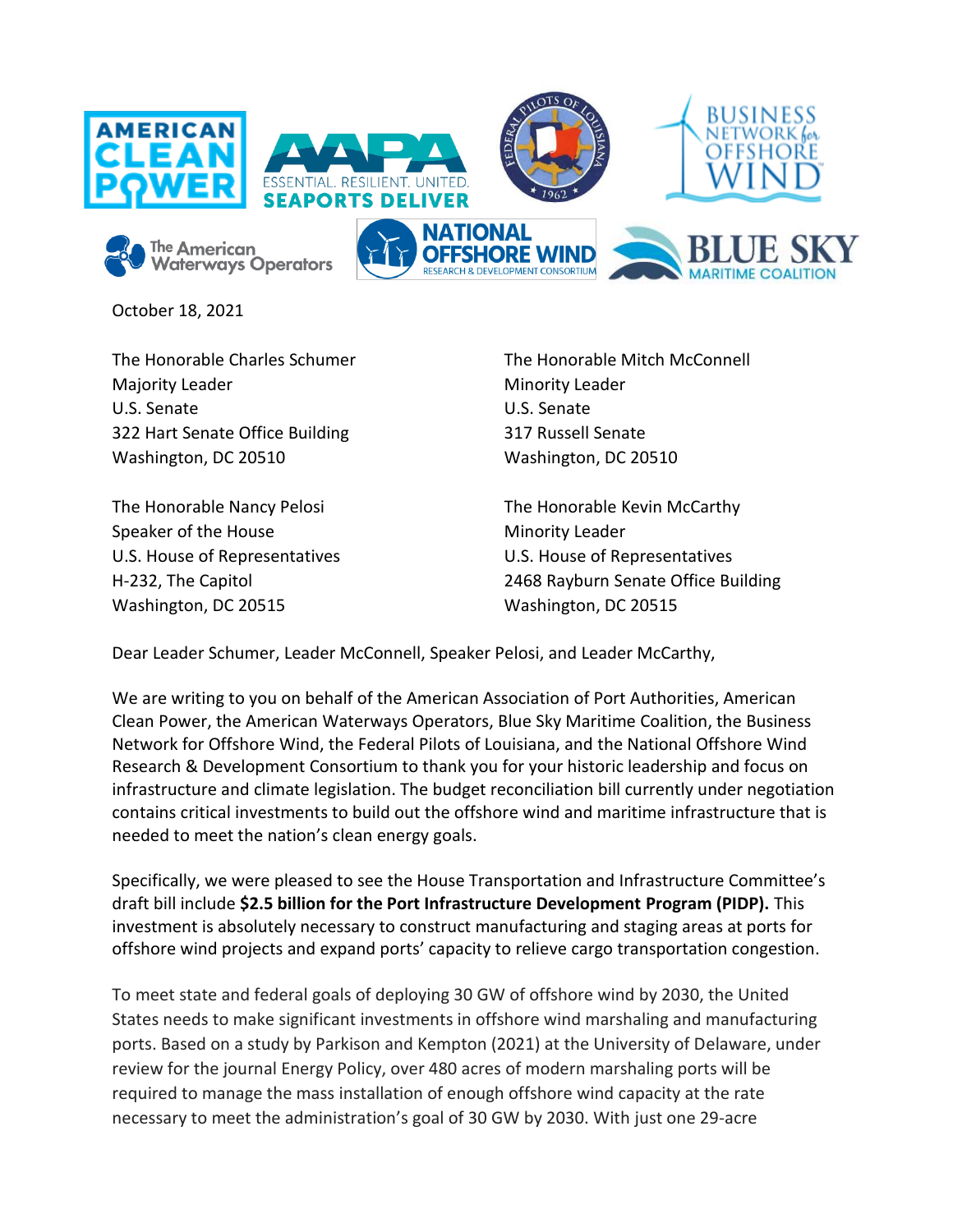October 18, 2021

The Honorable Charles Schumer
Majority Leader
U.S. Senate
322 Hart Senate Office Building
Washington, DC 20510

The Honorable Mitch McConnell
Minority Leader
U.S. Senate
317 Russell Senate
Washington, DC 20510

The Honorable Nancy Pelosi
Speaker of the House
U.S. House of Representatives
H-232, The Capitol
Washington, DC 20515

The Honorable Kevin McCarthy
Minority Leader
U.S. House of Representatives
2468 Rayburn Senate Office Building
Washington, DC 20515

Dear Leader Schumer, Leader McConnell, Speaker Pelosi, and Leader McCarthy,

We are writing to you on behalf of the American Association of Port Authorities, American Clean Power, the American Waterways Operators, Blue Sky Maritime Coalition, the Business Network for Offshore Wind, the Federal Pilots of Louisiana, and the National Offshore Wind Research & Development Consortium to thank you for your historic leadership and focus on infrastructure and climate legislation. The budget reconciliation bill currently under negotiation contains critical investments to build out the offshore wind and maritime infrastructure that is needed to meet the nation's clean energy goals.

Specifically, we were pleased to see the House Transportation and Infrastructure Committee's draft bill include **$2.5 billion for the Port Infrastructure Development Program (PIDP).** This investment is absolutely necessary to construct manufacturing and staging areas at ports for offshore wind projects and expand ports' capacity to relieve cargo transportation congestion.

To meet state and federal goals of deploying 30 GW of offshore wind by 2030, the United States needs to make significant investments in offshore wind marshaling and manufacturing ports. Based on a study by Parkison and Kempton (2021) at the University of Delaware, under review for the journal Energy Policy, over 480 acres of modern marshaling ports will be required to manage the mass installation of enough offshore wind capacity at the rate necessary to meet the administration's goal of 30 GW by 2030. With just one 29-acre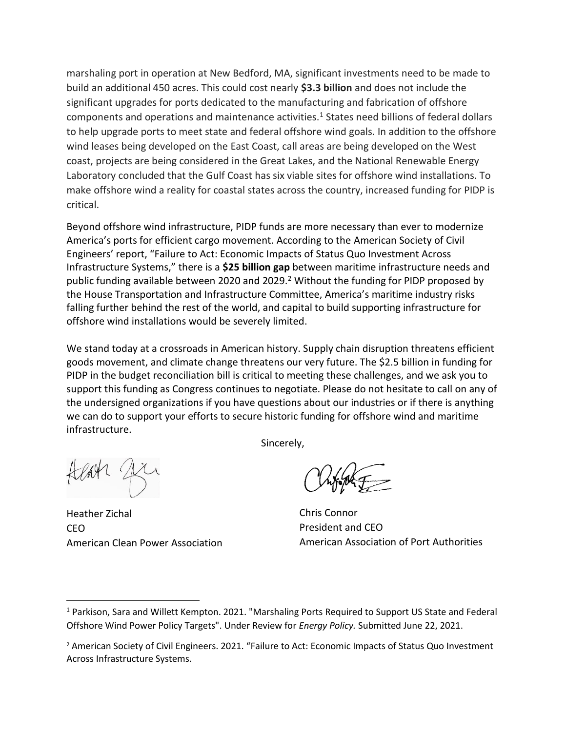marshaling port in operation at New Bedford, MA, significant investments need to be made to build an additional 450 acres. This could cost nearly **$3.3 billion** and does not include the significant upgrades for ports dedicated to the manufacturing and fabrication of offshore components and operations and maintenance activities.[1] States need billions of federal dollars to help upgrade ports to meet state and federal offshore wind goals. In addition to the offshore wind leases being developed on the East Coast, call areas are being developed on the West coast, projects are being considered in the Great Lakes, and the National Renewable Energy Laboratory concluded that the Gulf Coast has six viable sites for offshore wind installations. To make offshore wind a reality for coastal states across the country, increased funding for PIDP is critical.

Beyond offshore wind infrastructure, PIDP funds are more necessary than ever to modernize America's ports for efficient cargo movement. According to the American Society of Civil Engineers' report, "Failure to Act: Economic Impacts of Status Quo Investment Across Infrastructure Systems," there is a **$25 billion gap** between maritime infrastructure needs and public funding available between 2020 and 2029.[2] Without the funding for PIDP proposed by the House Transportation and Infrastructure Committee, America's maritime industry risks falling further behind the rest of the world, and capital to build supporting infrastructure for offshore wind installations would be severely limited.

We stand today at a crossroads in American history. Supply chain disruption threatens efficient goods movement, and climate change threatens our very future. The $2.5 billion in funding for PIDP in the budget reconciliation bill is critical to meeting these challenges, and we ask you to support this funding as Congress continues to negotiate. Please do not hesitate to call on any of the undersigned organizations if you have questions about our industries or if there is anything we can do to support your efforts to secure historic funding for offshore wind and maritime infrastructure.

Sincerely,

Heather Zichal
CEO
American Clean Power Association

Chris Connor
President and CEO
American Association of Port Authorities

---

[1] Parkison, Sara and Willett Kempton. 2021. "Marshaling Ports Required to Support US State and Federal Offshore Wind Power Policy Targets". Under Review for *Energy Policy.* Submitted June 22, 2021.

[2] American Society of Civil Engineers. 2021. "Failure to Act: Economic Impacts of Status Quo Investment Across Infrastructure Systems.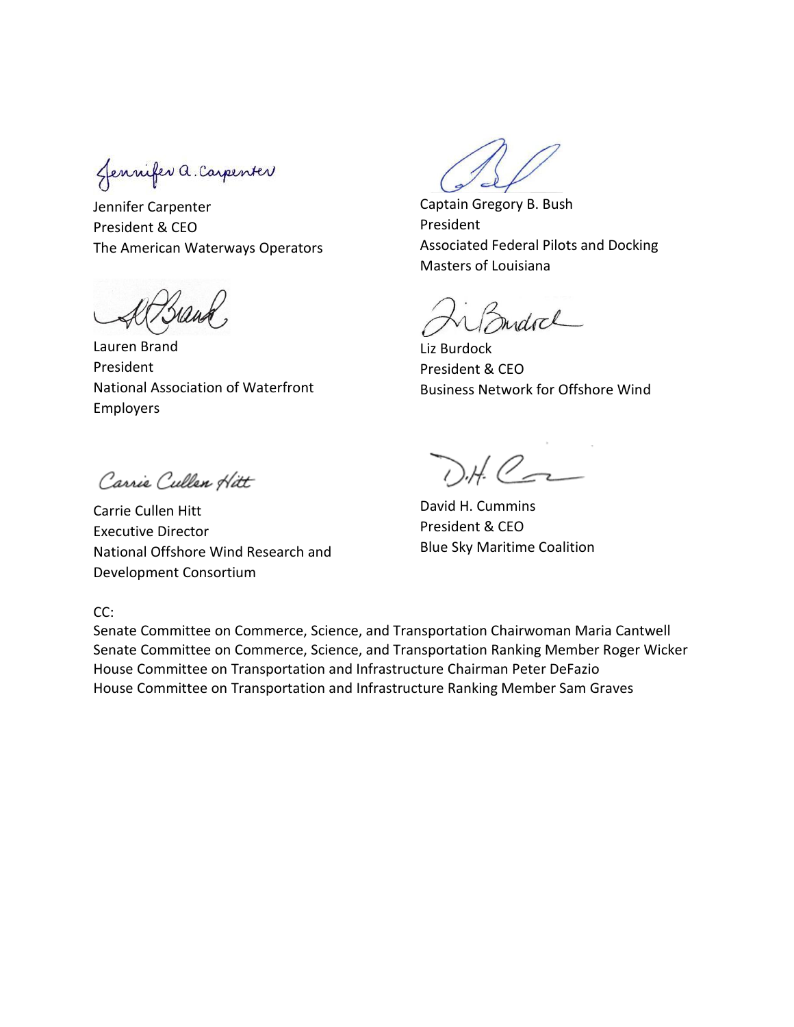Jennifer Carpenter
President & CEO
The American Waterways Operators

Captain Gregory B. Bush
President
Associated Federal Pilots and Docking Masters of Louisiana

Lauren Brand
President
National Association of Waterfront Employers

Liz Burdock
President & CEO
Business Network for Offshore Wind

Carrie Cullen Hitt
Executive Director
National Offshore Wind Research and Development Consortium

David H. Cummins
President & CEO
Blue Sky Maritime Coalition

CC:
Senate Committee on Commerce, Science, and Transportation Chairwoman Maria Cantwell
Senate Committee on Commerce, Science, and Transportation Ranking Member Roger Wicker
House Committee on Transportation and Infrastructure Chairman Peter DeFazio
House Committee on Transportation and Infrastructure Ranking Member Sam Graves